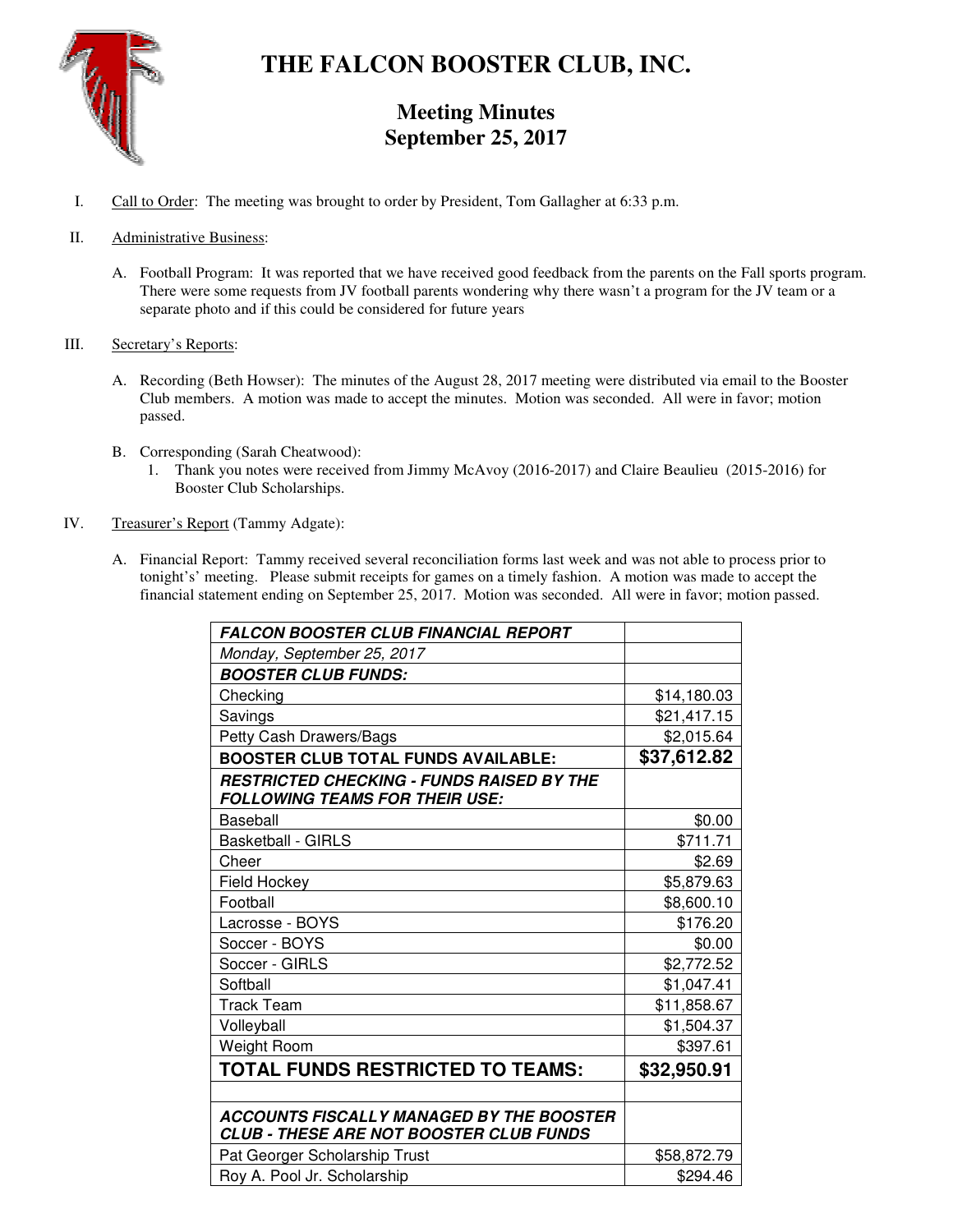# THE FALCON BOOSTER CLUB, INC.

## Meeting Minutes
## September 25, 2017

I. Call to Order: The meeting was brought to order by President, Tom Gallagher at 6:33 p.m.

II. Administrative Business:

A. Football Program: It was reported that we have received good feedback from the parents on the Fall sports program. There were some requests from JV football parents wondering why there wasn't a program for the JV team or a separate photo and if this could be considered for future years

III. Secretary's Reports:

A. Recording (Beth Howser): The minutes of the August 28, 2017 meeting were distributed via email to the Booster Club members. A motion was made to accept the minutes. Motion was seconded. All were in favor; motion passed.

B. Corresponding (Sarah Cheatwood):

1. Thank you notes were received from Jimmy McAvoy (2016-2017) and Claire Beaulieu (2015-2016) for Booster Club Scholarships.

IV. Treasurer's Report (Tammy Adgate):

A. Financial Report: Tammy received several reconciliation forms last week and was not able to process prior to tonight's' meeting. Please submit receipts for games on a timely fashion. A motion was made to accept the financial statement ending on September 25, 2017. Motion was seconded. All were in favor; motion passed.

| ***FALCON BOOSTER CLUB FINANCIAL REPORT*** | |
|---|---|
| *Monday, September 25, 2017* | |
| ***BOOSTER CLUB FUNDS:*** | |
| Checking | $14,180.03 |
| Savings | $21,417.15 |
| Petty Cash Drawers/Bags | $2,015.64 |
| **BOOSTER CLUB TOTAL FUNDS AVAILABLE:** | **$37,612.82** |
| ***RESTRICTED CHECKING - FUNDS RAISED BY THE FOLLOWING TEAMS FOR THEIR USE:*** | |
| Baseball | $0.00 |
| Basketball - GIRLS | $711.71 |
| Cheer | $2.69 |
| Field Hockey | $5,879.63 |
| Football | $8,600.10 |
| Lacrosse - BOYS | $176.20 |
| Soccer - BOYS | $0.00 |
| Soccer - GIRLS | $2,772.52 |
| Softball | $1,047.41 |
| Track Team | $11,858.67 |
| Volleyball | $1,504.37 |
| Weight Room | $397.61 |
| **TOTAL FUNDS RESTRICTED TO TEAMS:** | **$32,950.91** |
| | |
| ***ACCOUNTS FISCALLY MANAGED BY THE BOOSTER CLUB - THESE ARE NOT BOOSTER CLUB FUNDS*** | |
| Pat Georger Scholarship Trust | $58,872.79 |
| Roy A. Pool Jr. Scholarship | $294.46 |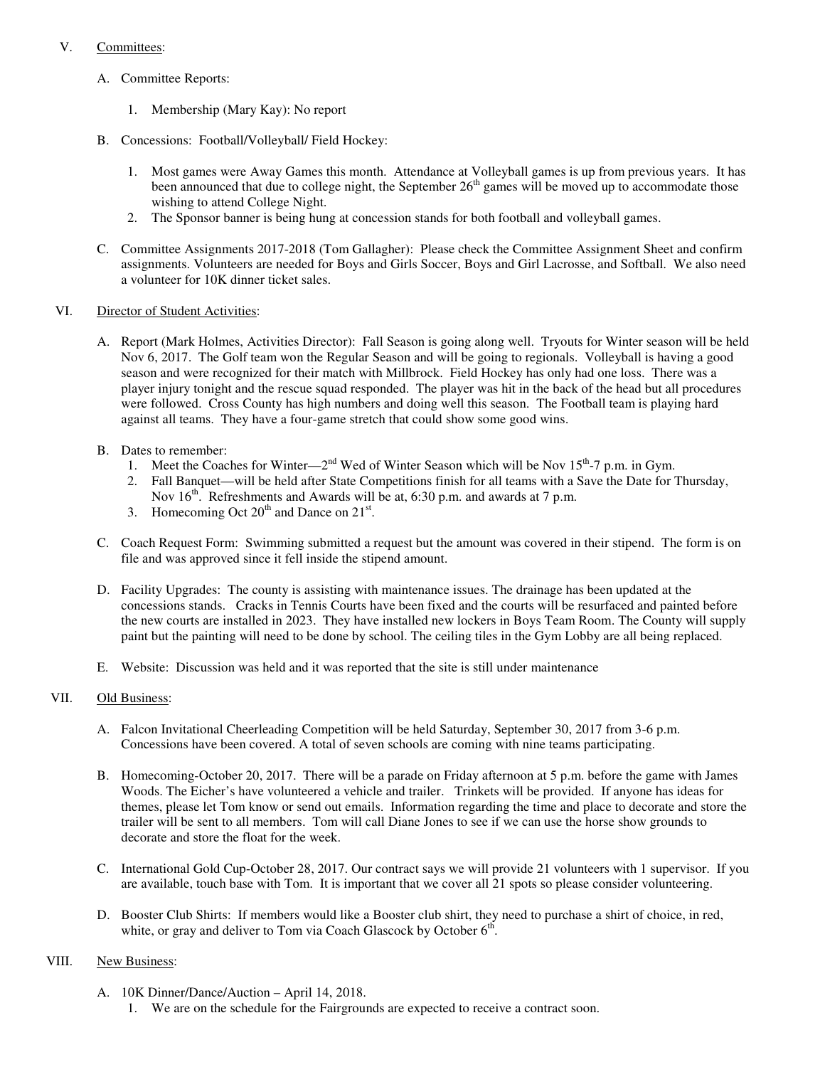V. Committees:

A. Committee Reports:

1. Membership (Mary Kay): No report

B. Concessions: Football/Volleyball/ Field Hockey:

1. Most games were Away Games this month. Attendance at Volleyball games is up from previous years. It has been announced that due to college night, the September 26th games will be moved up to accommodate those wishing to attend College Night.
2. The Sponsor banner is being hung at concession stands for both football and volleyball games.

C. Committee Assignments 2017-2018 (Tom Gallagher): Please check the Committee Assignment Sheet and confirm assignments. Volunteers are needed for Boys and Girls Soccer, Boys and Girl Lacrosse, and Softball. We also need a volunteer for 10K dinner ticket sales.

VI. Director of Student Activities:

A. Report (Mark Holmes, Activities Director): Fall Season is going along well. Tryouts for Winter season will be held Nov 6, 2017. The Golf team won the Regular Season and will be going to regionals. Volleyball is having a good season and were recognized for their match with Millbrock. Field Hockey has only had one loss. There was a player injury tonight and the rescue squad responded. The player was hit in the back of the head but all procedures were followed. Cross County has high numbers and doing well this season. The Football team is playing hard against all teams. They have a four-game stretch that could show some good wins.

B. Dates to remember:
1. Meet the Coaches for Winter—2nd Wed of Winter Season which will be Nov 15th-7 p.m. in Gym.
2. Fall Banquet—will be held after State Competitions finish for all teams with a Save the Date for Thursday, Nov 16th. Refreshments and Awards will be at, 6:30 p.m. and awards at 7 p.m.
3. Homecoming Oct 20th and Dance on 21st.

C. Coach Request Form: Swimming submitted a request but the amount was covered in their stipend. The form is on file and was approved since it fell inside the stipend amount.

D. Facility Upgrades: The county is assisting with maintenance issues. The drainage has been updated at the concessions stands. Cracks in Tennis Courts have been fixed and the courts will be resurfaced and painted before the new courts are installed in 2023. They have installed new lockers in Boys Team Room. The County will supply paint but the painting will need to be done by school. The ceiling tiles in the Gym Lobby are all being replaced.

E. Website: Discussion was held and it was reported that the site is still under maintenance

VII. Old Business:

A. Falcon Invitational Cheerleading Competition will be held Saturday, September 30, 2017 from 3-6 p.m. Concessions have been covered. A total of seven schools are coming with nine teams participating.

B. Homecoming-October 20, 2017. There will be a parade on Friday afternoon at 5 p.m. before the game with James Woods. The Eicher's have volunteered a vehicle and trailer. Trinkets will be provided. If anyone has ideas for themes, please let Tom know or send out emails. Information regarding the time and place to decorate and store the trailer will be sent to all members. Tom will call Diane Jones to see if we can use the horse show grounds to decorate and store the float for the week.

C. International Gold Cup-October 28, 2017. Our contract says we will provide 21 volunteers with 1 supervisor. If you are available, touch base with Tom. It is important that we cover all 21 spots so please consider volunteering.

D. Booster Club Shirts: If members would like a Booster club shirt, they need to purchase a shirt of choice, in red, white, or gray and deliver to Tom via Coach Glascock by October 6th.

VIII. New Business:

A. 10K Dinner/Dance/Auction – April 14, 2018.
1. We are on the schedule for the Fairgrounds are expected to receive a contract soon.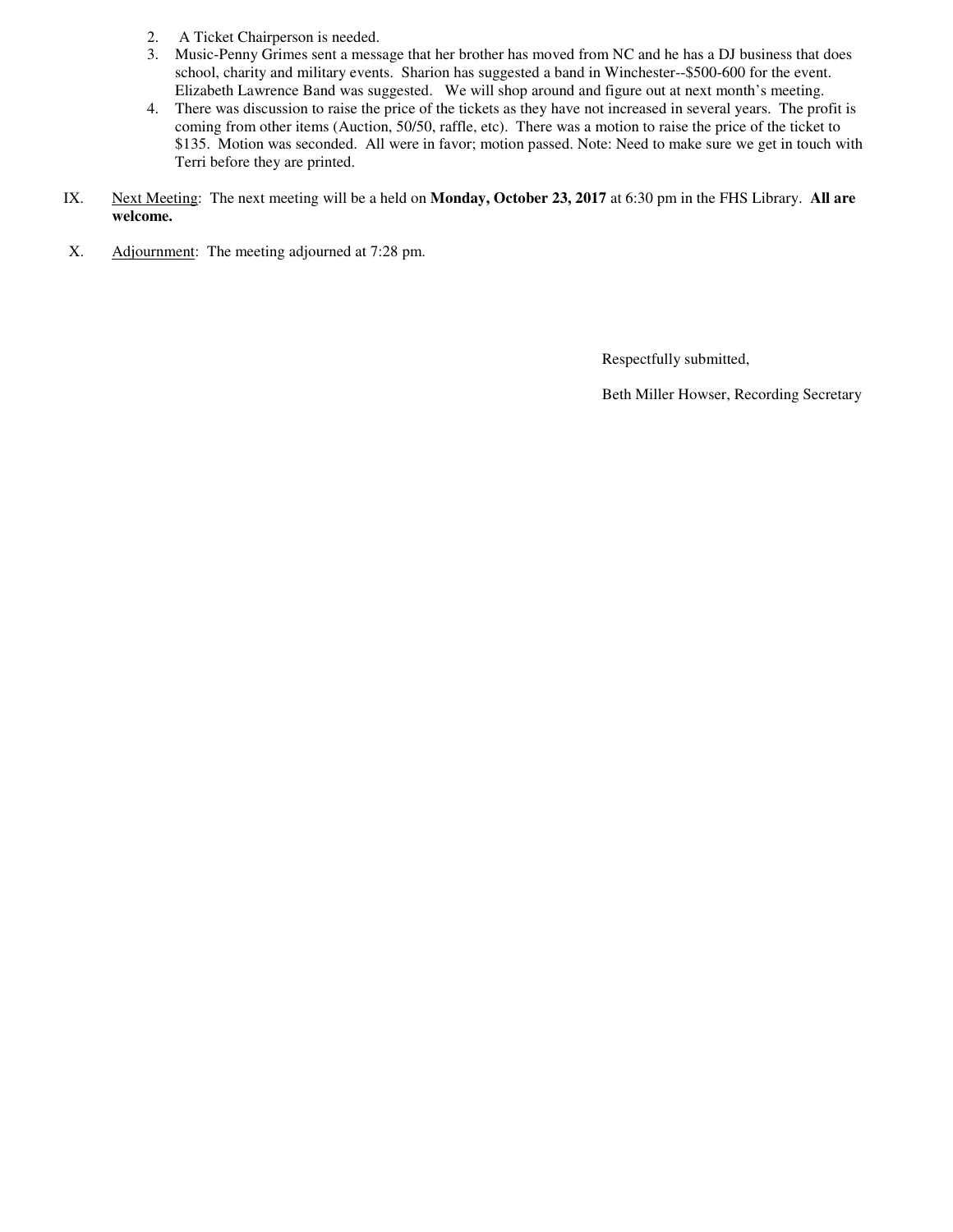2. A Ticket Chairperson is needed.
3. Music-Penny Grimes sent a message that her brother has moved from NC and he has a DJ business that does school, charity and military events. Sharion has suggested a band in Winchester--$500-600 for the event. Elizabeth Lawrence Band was suggested. We will shop around and figure out at next month's meeting.
4. There was discussion to raise the price of the tickets as they have not increased in several years. The profit is coming from other items (Auction, 50/50, raffle, etc). There was a motion to raise the price of the ticket to $135. Motion was seconded. All were in favor; motion passed. Note: Need to make sure we get in touch with Terri before they are printed.

IX. Next Meeting: The next meeting will be a held on **Monday, October 23, 2017** at 6:30 pm in the FHS Library. **All are welcome.**

X. Adjournment: The meeting adjourned at 7:28 pm.

Respectfully submitted,

Beth Miller Howser, Recording Secretary